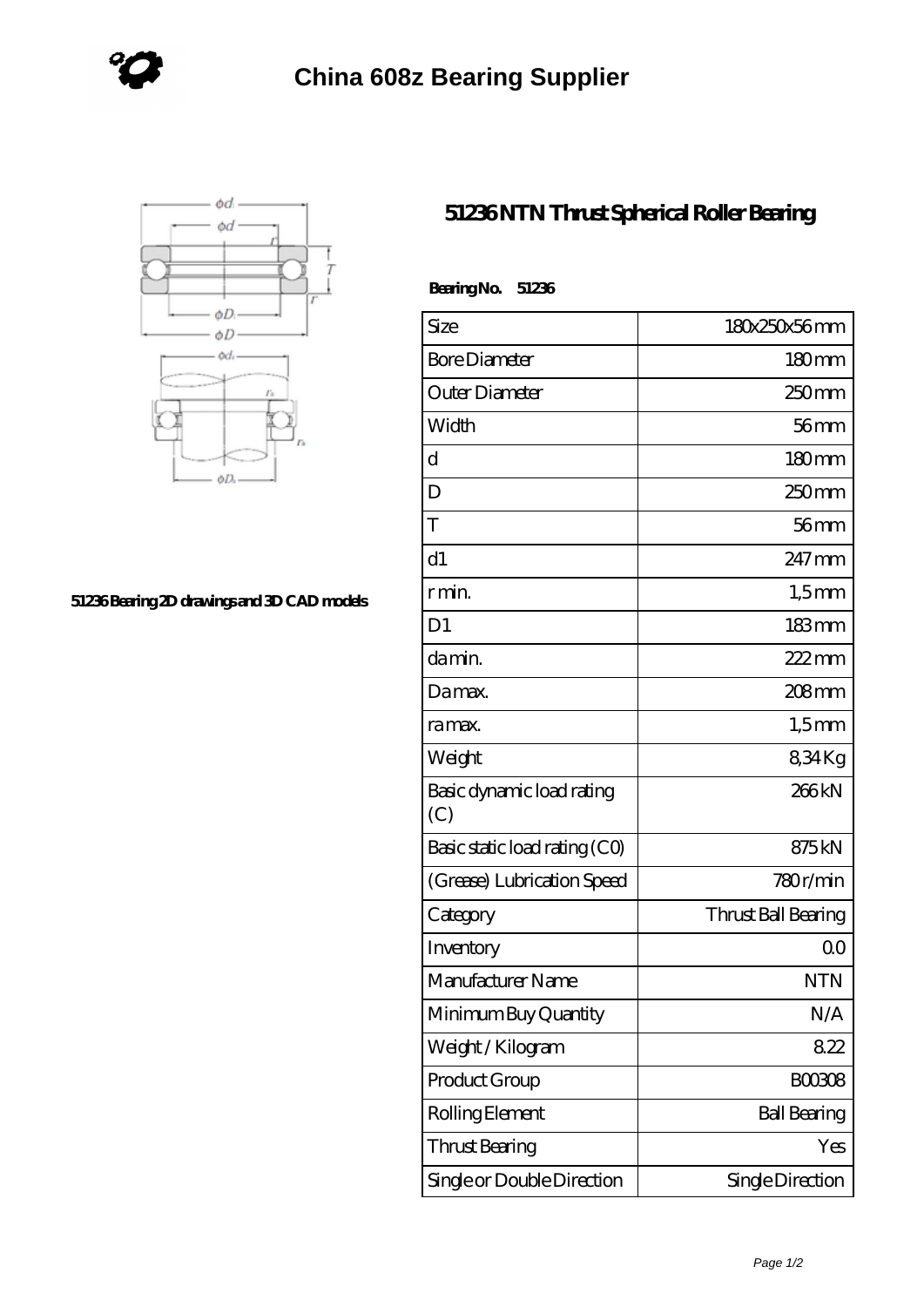# China 608z Bearing Supplier

51236 Bearing 2D drawings and 3D CAD models

## 51236 NTN Thrust Spherical Roller Bearing

**Bearing No. 51236**

| | |
|---|---|
| Size | 180x250x56 mm |
| Bore Diameter | 180 mm |
| Outer Diameter | 250 mm |
| Width | 56 mm |
| d | 180 mm |
| D | 250 mm |
| T | 56 mm |
| d1 | 247 mm |
| r min. | 1,5 mm |
| D1 | 183 mm |
| da min. | 222 mm |
| Da max. | 208 mm |
| ra max. | 1,5 mm |
| Weight | 8,34 Kg |
| Basic dynamic load rating (C) | 266 kN |
| Basic static load rating (C0) | 875 kN |
| (Grease) Lubrication Speed | 780 r/min |
| Category | Thrust Ball Bearing |
| Inventory | 0.0 |
| Manufacturer Name | NTN |
| Minimum Buy Quantity | N/A |
| Weight / Kilogram | 8.22 |
| Product Group | B00308 |
| Rolling Element | Ball Bearing |
| Thrust Bearing | Yes |
| Single or Double Direction | Single Direction |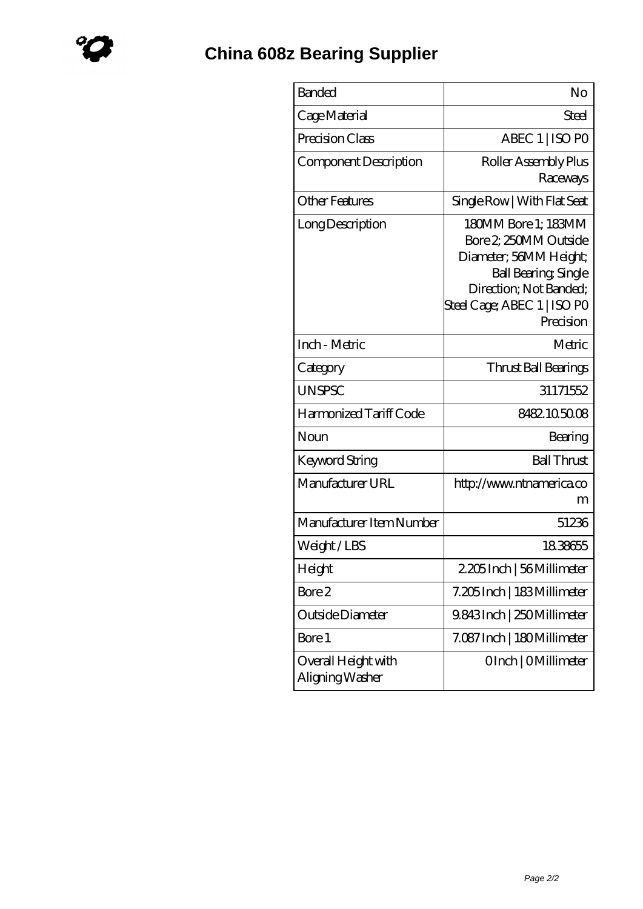# China 608z Bearing Supplier

| | |
|---|---|
| Banded | No |
| Cage Material | Steel |
| Precision Class | ABEC 1 \| ISO P0 |
| Component Description | Roller Assembly Plus Raceways |
| Other Features | Single Row \| With Flat Seat |
| Long Description | 180MM Bore 1; 183MM Bore 2; 250MM Outside Diameter; 56MM Height; Ball Bearing; Single Direction; Not Banded; Steel Cage; ABEC 1 \| ISO P0 Precision |
| Inch - Metric | Metric |
| Category | Thrust Ball Bearings |
| UNSPSC | 31171552 |
| Harmonized Tariff Code | 8482.10.50.08 |
| Noun | Bearing |
| Keyword String | Ball Thrust |
| Manufacturer URL | http://www.ntnamerica.com |
| Manufacturer Item Number | 51236 |
| Weight / LBS | 18.38655 |
| Height | 2.205 Inch \| 56 Millimeter |
| Bore 2 | 7.205 Inch \| 183 Millimeter |
| Outside Diameter | 9.843 Inch \| 250 Millimeter |
| Bore 1 | 7.087 Inch \| 180 Millimeter |
| Overall Height with Aligning Washer | 0 Inch \| 0 Millimeter |